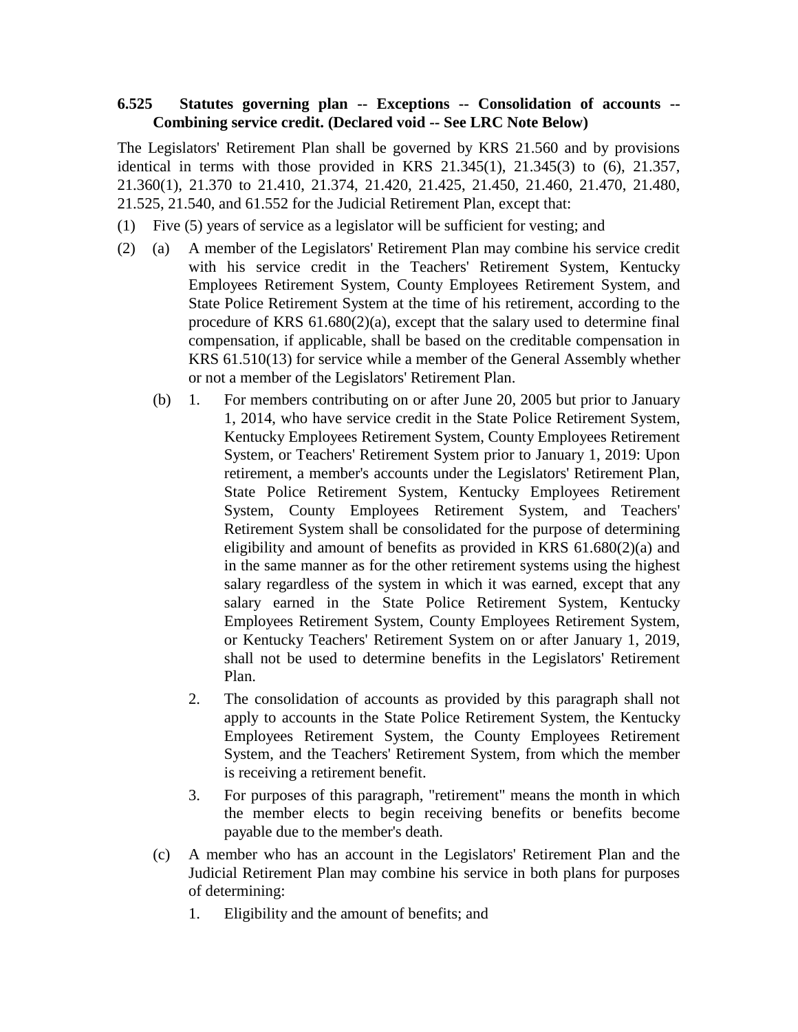**6.525 Statutes governing plan -- Exceptions -- Consolidation of accounts -- Combining service credit. (Declared void -- See LRC Note Below)**

The Legislators' Retirement Plan shall be governed by KRS 21.560 and by provisions identical in terms with those provided in KRS 21.345(1), 21.345(3) to (6), 21.357, 21.360(1), 21.370 to 21.410, 21.374, 21.420, 21.425, 21.450, 21.460, 21.470, 21.480, 21.525, 21.540, and 61.552 for the Judicial Retirement Plan, except that:

(1) Five (5) years of service as a legislator will be sufficient for vesting; and

(2) (a) A member of the Legislators' Retirement Plan may combine his service credit with his service credit in the Teachers' Retirement System, Kentucky Employees Retirement System, County Employees Retirement System, and State Police Retirement System at the time of his retirement, according to the procedure of KRS 61.680(2)(a), except that the salary used to determine final compensation, if applicable, shall be based on the creditable compensation in KRS 61.510(13) for service while a member of the General Assembly whether or not a member of the Legislators' Retirement Plan.

(b) 1. For members contributing on or after June 20, 2005 but prior to January 1, 2014, who have service credit in the State Police Retirement System, Kentucky Employees Retirement System, County Employees Retirement System, or Teachers' Retirement System prior to January 1, 2019: Upon retirement, a member's accounts under the Legislators' Retirement Plan, State Police Retirement System, Kentucky Employees Retirement System, County Employees Retirement System, and Teachers' Retirement System shall be consolidated for the purpose of determining eligibility and amount of benefits as provided in KRS 61.680(2)(a) and in the same manner as for the other retirement systems using the highest salary regardless of the system in which it was earned, except that any salary earned in the State Police Retirement System, Kentucky Employees Retirement System, County Employees Retirement System, or Kentucky Teachers' Retirement System on or after January 1, 2019, shall not be used to determine benefits in the Legislators' Retirement Plan.

2. The consolidation of accounts as provided by this paragraph shall not apply to accounts in the State Police Retirement System, the Kentucky Employees Retirement System, the County Employees Retirement System, and the Teachers' Retirement System, from which the member is receiving a retirement benefit.

3. For purposes of this paragraph, "retirement" means the month in which the member elects to begin receiving benefits or benefits become payable due to the member's death.

(c) A member who has an account in the Legislators' Retirement Plan and the Judicial Retirement Plan may combine his service in both plans for purposes of determining:

1. Eligibility and the amount of benefits; and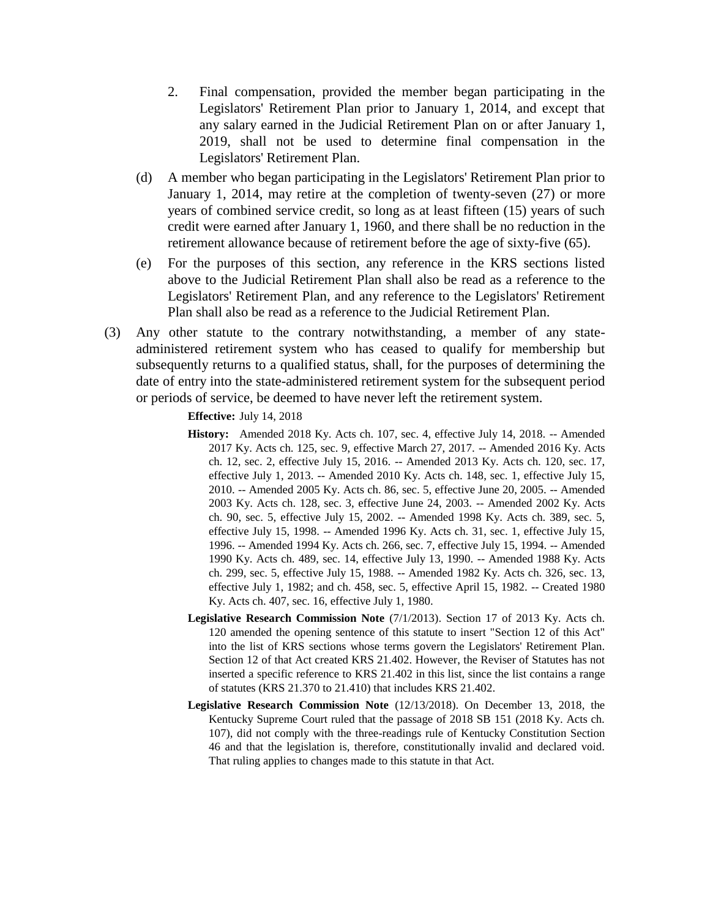2. Final compensation, provided the member began participating in the Legislators' Retirement Plan prior to January 1, 2014, and except that any salary earned in the Judicial Retirement Plan on or after January 1, 2019, shall not be used to determine final compensation in the Legislators' Retirement Plan.

(d) A member who began participating in the Legislators' Retirement Plan prior to January 1, 2014, may retire at the completion of twenty-seven (27) or more years of combined service credit, so long as at least fifteen (15) years of such credit were earned after January 1, 1960, and there shall be no reduction in the retirement allowance because of retirement before the age of sixty-five (65).

(e) For the purposes of this section, any reference in the KRS sections listed above to the Judicial Retirement Plan shall also be read as a reference to the Legislators' Retirement Plan, and any reference to the Legislators' Retirement Plan shall also be read as a reference to the Judicial Retirement Plan.

(3) Any other statute to the contrary notwithstanding, a member of any state-administered retirement system who has ceased to qualify for membership but subsequently returns to a qualified status, shall, for the purposes of determining the date of entry into the state-administered retirement system for the subsequent period or periods of service, be deemed to have never left the retirement system.

**Effective:** July 14, 2018

**History:** Amended 2018 Ky. Acts ch. 107, sec. 4, effective July 14, 2018. -- Amended 2017 Ky. Acts ch. 125, sec. 9, effective March 27, 2017. -- Amended 2016 Ky. Acts ch. 12, sec. 2, effective July 15, 2016. -- Amended 2013 Ky. Acts ch. 120, sec. 17, effective July 1, 2013. -- Amended 2010 Ky. Acts ch. 148, sec. 1, effective July 15, 2010. -- Amended 2005 Ky. Acts ch. 86, sec. 5, effective June 20, 2005. -- Amended 2003 Ky. Acts ch. 128, sec. 3, effective June 24, 2003. -- Amended 2002 Ky. Acts ch. 90, sec. 5, effective July 15, 2002. -- Amended 1998 Ky. Acts ch. 389, sec. 5, effective July 15, 1998. -- Amended 1996 Ky. Acts ch. 31, sec. 1, effective July 15, 1996. -- Amended 1994 Ky. Acts ch. 266, sec. 7, effective July 15, 1994. -- Amended 1990 Ky. Acts ch. 489, sec. 14, effective July 13, 1990. -- Amended 1988 Ky. Acts ch. 299, sec. 5, effective July 15, 1988. -- Amended 1982 Ky. Acts ch. 326, sec. 13, effective July 1, 1982; and ch. 458, sec. 5, effective April 15, 1982. -- Created 1980 Ky. Acts ch. 407, sec. 16, effective July 1, 1980.

**Legislative Research Commission Note** (7/1/2013). Section 17 of 2013 Ky. Acts ch. 120 amended the opening sentence of this statute to insert "Section 12 of this Act" into the list of KRS sections whose terms govern the Legislators' Retirement Plan. Section 12 of that Act created KRS 21.402. However, the Reviser of Statutes has not inserted a specific reference to KRS 21.402 in this list, since the list contains a range of statutes (KRS 21.370 to 21.410) that includes KRS 21.402.

**Legislative Research Commission Note** (12/13/2018). On December 13, 2018, the Kentucky Supreme Court ruled that the passage of 2018 SB 151 (2018 Ky. Acts ch. 107), did not comply with the three-readings rule of Kentucky Constitution Section 46 and that the legislation is, therefore, constitutionally invalid and declared void. That ruling applies to changes made to this statute in that Act.